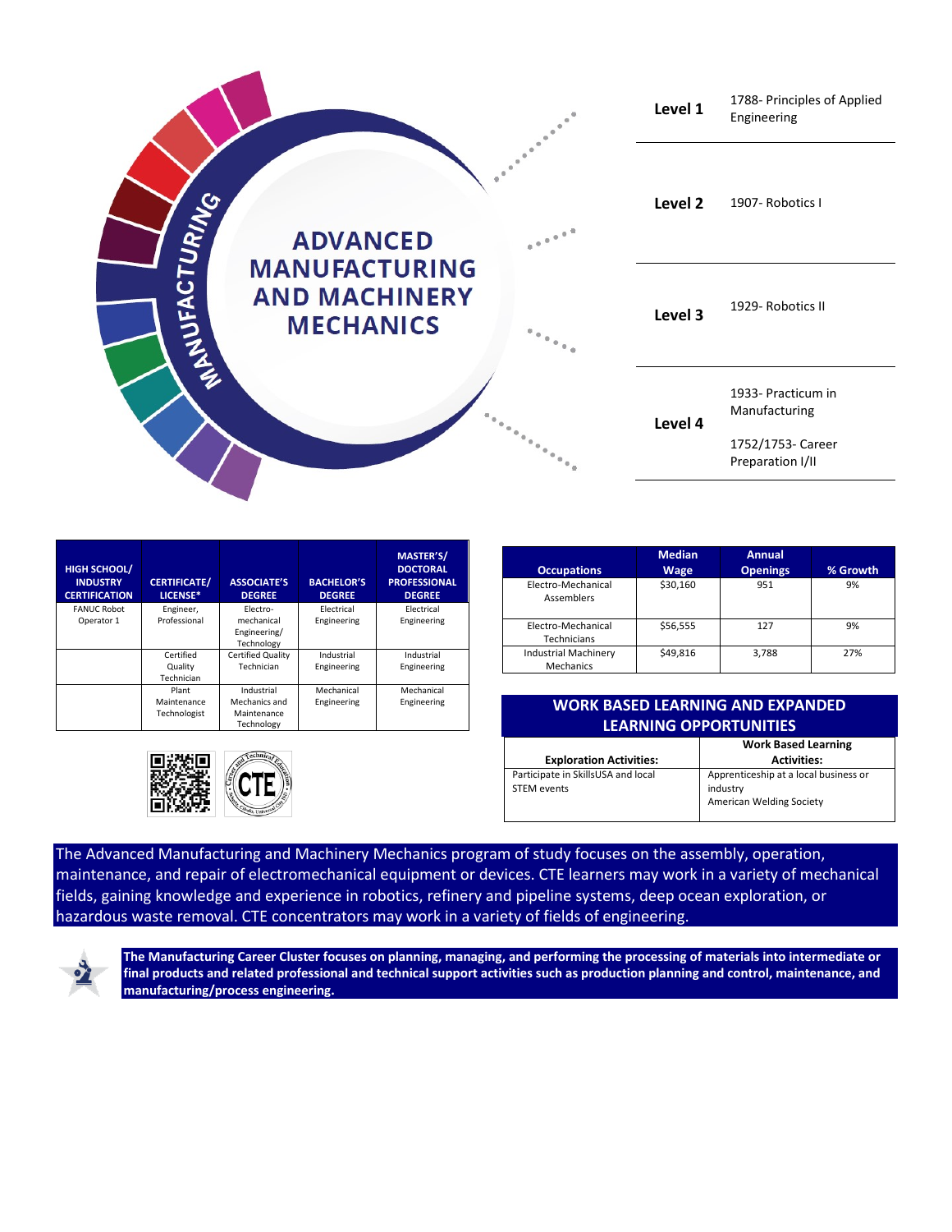# ADVANCED MANUFACTURING AND MACHINERY MECHANICS

MANUFACTURING

| Level | Courses |
|---|---|
| **Level 1** | 1788- Principles of Applied Engineering |
| **Level 2** | 1907- Robotics I |
| **Level 3** | 1929- Robotics II |
| **Level 4** | 1933- Practicum in Manufacturing<br>1752/1753- Career Preparation I/II |

| HIGH SCHOOL/ INDUSTRY CERTIFICATION | CERTIFICATE/ LICENSE* | ASSOCIATE'S DEGREE | BACHELOR'S DEGREE | MASTER'S/ DOCTORAL PROFESSIONAL DEGREE |
|---|---|---|---|---|
| FANUC Robot Operator 1 | Engineer, Professional | Electro-mechanical Engineering/ Technology | Electrical Engineering | Electrical Engineering |
| | Certified Quality Technician | Certified Quality Technician | Industrial Engineering | Industrial Engineering |
| | Plant Maintenance Technologist | Industrial Mechanics and Maintenance Technology | Mechanical Engineering | Mechanical Engineering |

| Occupations | Median Wage | Annual Openings | % Growth |
|---|---|---|---|
| Electro-Mechanical Assemblers | $30,160 | 951 | 9% |
| Electro-Mechanical Technicians | $56,555 | 127 | 9% |
| Industrial Machinery Mechanics | $49,816 | 3,788 | 27% |

## WORK BASED LEARNING AND EXPANDED LEARNING OPPORTUNITIES

| Exploration Activities: | Work Based Learning Activities: |
|---|---|
| Participate in SkillsUSA and local STEM events | Apprenticeship at a local business or industry<br>American Welding Society |

The Advanced Manufacturing and Machinery Mechanics program of study focuses on the assembly, operation, maintenance, and repair of electromechanical equipment or devices. CTE learners may work in a variety of mechanical fields, gaining knowledge and experience in robotics, refinery and pipeline systems, deep ocean exploration, or hazardous waste removal. CTE concentrators may work in a variety of fields of engineering.

**The Manufacturing Career Cluster focuses on planning, managing, and performing the processing of materials into intermediate or final products and related professional and technical support activities such as production planning and control, maintenance, and manufacturing/process engineering.**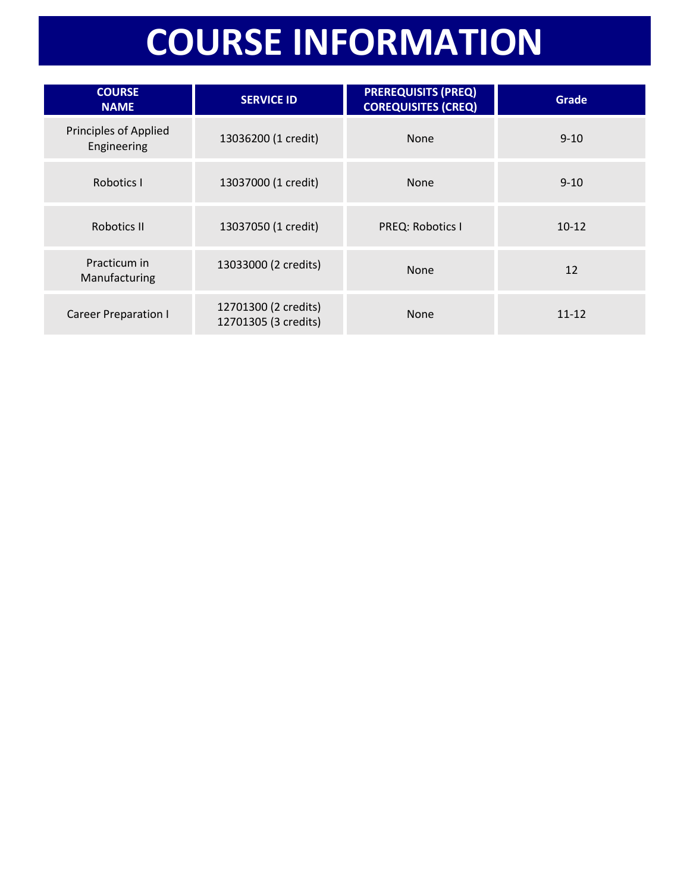# COURSE INFORMATION

| COURSE NAME | SERVICE ID | PREREQUISITS (PREQ) COREQUISITES (CREQ) | Grade |
|---|---|---|---|
| Principles of Applied Engineering | 13036200 (1 credit) | None | 9-10 |
| Robotics I | 13037000 (1 credit) | None | 9-10 |
| Robotics II | 13037050 (1 credit) | PREQ: Robotics I | 10-12 |
| Practicum in Manufacturing | 13033000 (2 credits) | None | 12 |
| Career Preparation I | 12701300 (2 credits)<br>12701305 (3 credits) | None | 11-12 |